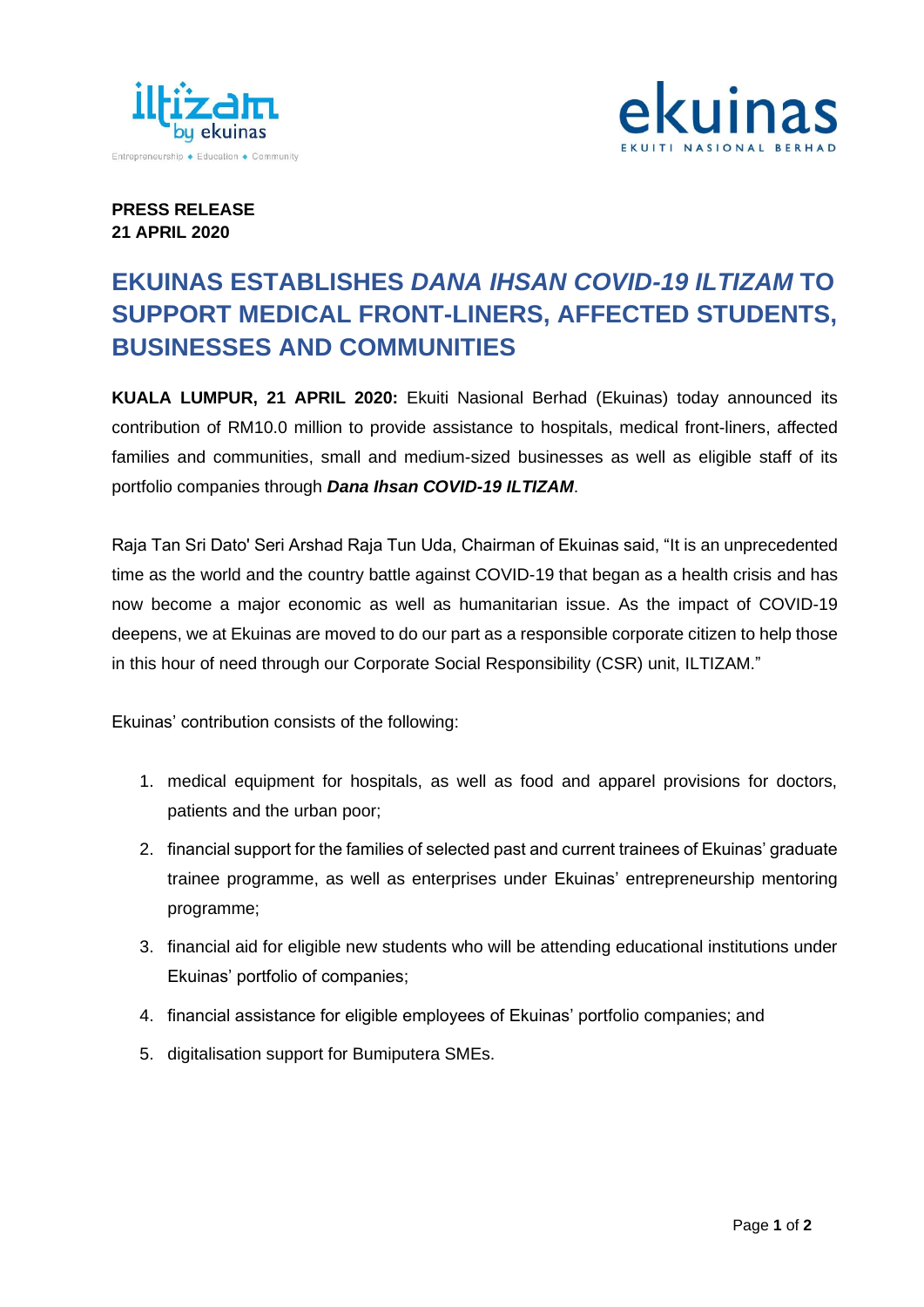**PRESS RELEASE**
**21 APRIL 2020**

# EKUINAS ESTABLISHES *DANA IHSAN COVID-19 ILTIZAM* TO SUPPORT MEDICAL FRONT-LINERS, AFFECTED STUDENTS, BUSINESSES AND COMMUNITIES

**KUALA LUMPUR, 21 APRIL 2020:** Ekuiti Nasional Berhad (Ekuinas) today announced its contribution of RM10.0 million to provide assistance to hospitals, medical front-liners, affected families and communities, small and medium-sized businesses as well as eligible staff of its portfolio companies through ***Dana Ihsan COVID-19 ILTIZAM***.

Raja Tan Sri Dato' Seri Arshad Raja Tun Uda, Chairman of Ekuinas said, "It is an unprecedented time as the world and the country battle against COVID-19 that began as a health crisis and has now become a major economic as well as humanitarian issue. As the impact of COVID-19 deepens, we at Ekuinas are moved to do our part as a responsible corporate citizen to help those in this hour of need through our Corporate Social Responsibility (CSR) unit, ILTIZAM."

Ekuinas' contribution consists of the following:

1. medical equipment for hospitals, as well as food and apparel provisions for doctors, patients and the urban poor;
2. financial support for the families of selected past and current trainees of Ekuinas' graduate trainee programme, as well as enterprises under Ekuinas' entrepreneurship mentoring programme;
3. financial aid for eligible new students who will be attending educational institutions under Ekuinas' portfolio of companies;
4. financial assistance for eligible employees of Ekuinas' portfolio companies; and
5. digitalisation support for Bumiputera SMEs.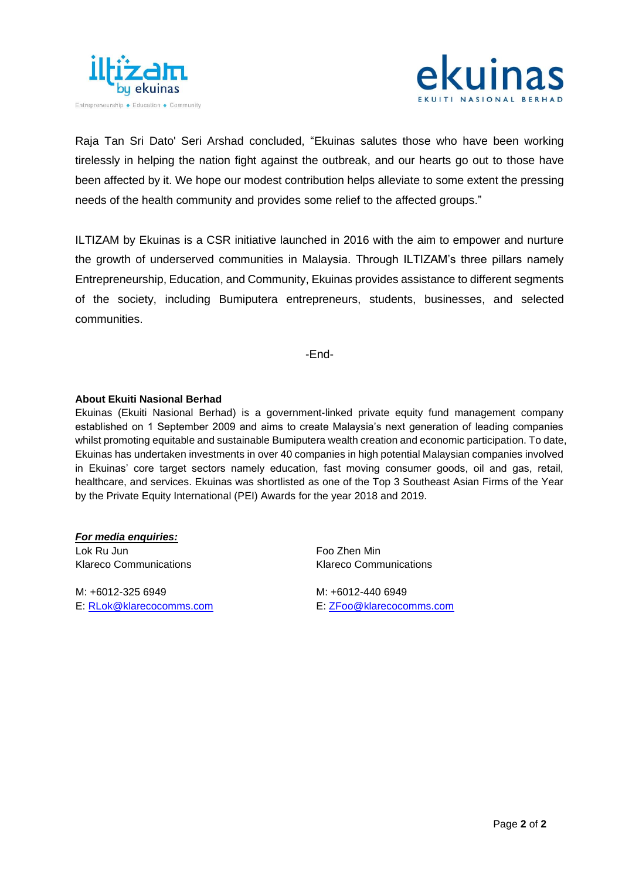Raja Tan Sri Dato' Seri Arshad concluded, "Ekuinas salutes those who have been working tirelessly in helping the nation fight against the outbreak, and our hearts go out to those have been affected by it. We hope our modest contribution helps alleviate to some extent the pressing needs of the health community and provides some relief to the affected groups."

ILTIZAM by Ekuinas is a CSR initiative launched in 2016 with the aim to empower and nurture the growth of underserved communities in Malaysia. Through ILTIZAM's three pillars namely Entrepreneurship, Education, and Community, Ekuinas provides assistance to different segments of the society, including Bumiputera entrepreneurs, students, businesses, and selected communities.

-End-

**About Ekuiti Nasional Berhad**

Ekuinas (Ekuiti Nasional Berhad) is a government-linked private equity fund management company established on 1 September 2009 and aims to create Malaysia's next generation of leading companies whilst promoting equitable and sustainable Bumiputera wealth creation and economic participation. To date, Ekuinas has undertaken investments in over 40 companies in high potential Malaysian companies involved in Ekuinas' core target sectors namely education, fast moving consumer goods, oil and gas, retail, healthcare, and services. Ekuinas was shortlisted as one of the Top 3 Southeast Asian Firms of the Year by the Private Equity International (PEI) Awards for the year 2018 and 2019.

***For media enquiries:***

Lok Ru Jun
Klareco Communications

M: +6012-325 6949
E: RLok@klarecocomms.com

Foo Zhen Min
Klareco Communications

M: +6012-440 6949
E: ZFoo@klarecocomms.com